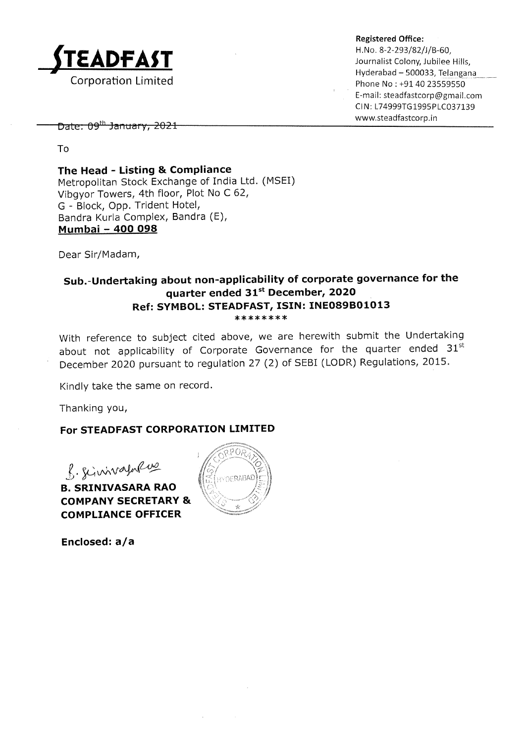**STEADFAST**
Corporation Limited

**Registered Office:**
H.No. 8-2-293/82/J/B-60,
Journalist Colony, Jubilee Hills,
Hyderabad – 500033, Telangana
Phone No : +91 40 23559550
E-mail: steadfastcorp@gmail.com
CIN: L74999TG1995PLC037139
www.steadfastcorp.in

Date: 09th January, 2021

To

**The Head - Listing & Compliance**
Metropolitan Stock Exchange of India Ltd. (MSEI)
Vibgyor Towers, 4th floor, Plot No C 62,
G - Block, Opp. Trident Hotel,
Bandra Kurla Complex, Bandra (E),
**Mumbai – 400 098**

Dear Sir/Madam,

**Sub.-Undertaking about non-applicability of corporate governance for the quarter ended 31st December, 2020**
**Ref: SYMBOL: STEADFAST, ISIN: INE089B01013**
********

With reference to subject cited above, we are herewith submit the Undertaking about not applicability of Corporate Governance for the quarter ended 31st December 2020 pursuant to regulation 27 (2) of SEBI (LODR) Regulations, 2015.

Kindly take the same on record.

Thanking you,

**For STEADFAST CORPORATION LIMITED**

**B. SRINIVASARA RAO**
**COMPANY SECRETARY &**
**COMPLIANCE OFFICER**

**Enclosed: a/a**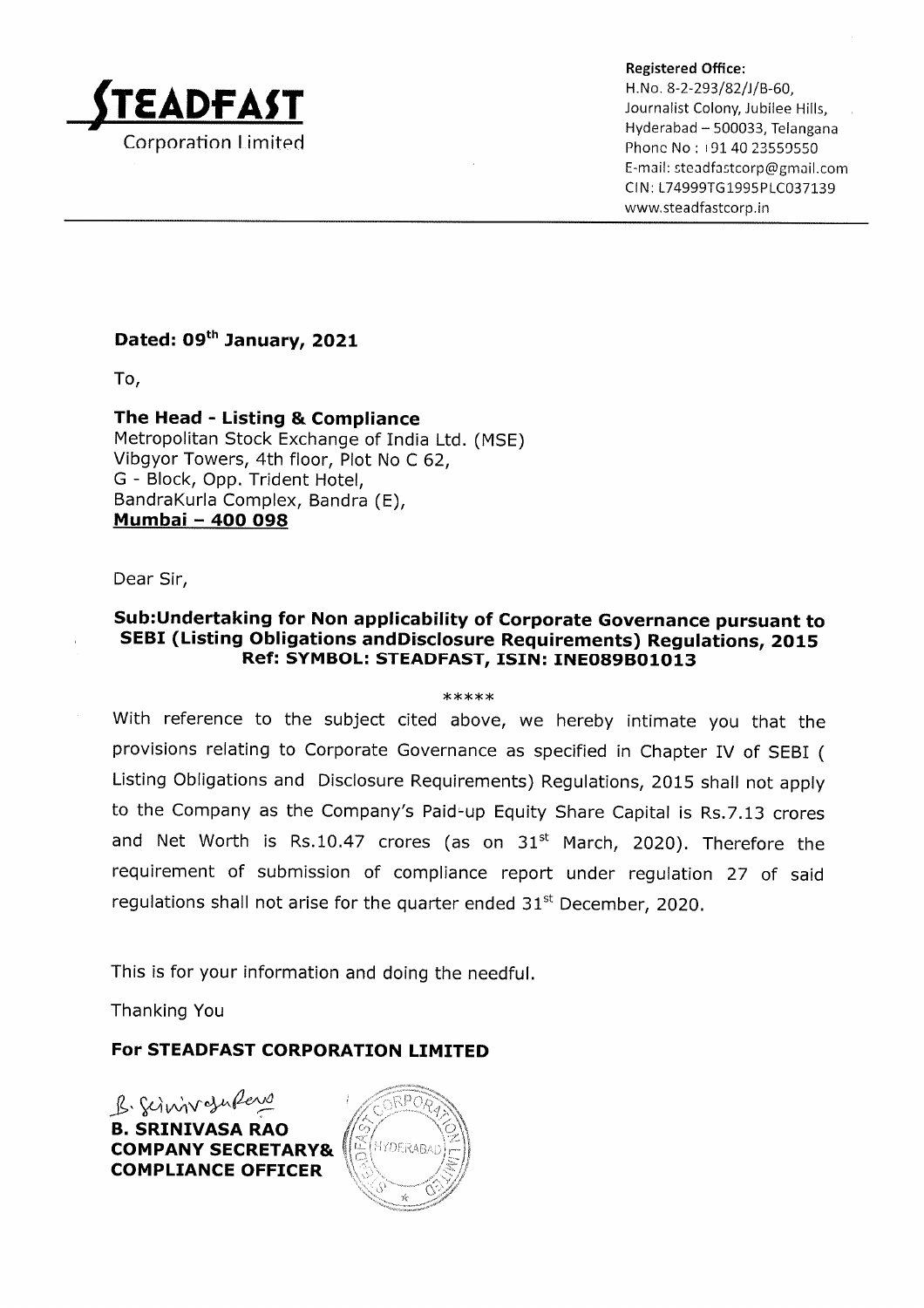**STEADFAST**
Corporation Limited

**Registered Office:**
H.No. 8-2-293/82/J/B-60,
Journalist Colony, Jubilee Hills,
Hyderabad – 500033, Telangana
Phone No : +91 40 23559550
E-mail: steadfastcorp@gmail.com
CIN: L74999TG1995PLC037139
www.steadfastcorp.in

**Dated: 09th January, 2021**

To,

**The Head - Listing & Compliance**
Metropolitan Stock Exchange of India Ltd. (MSE)
Vibgyor Towers, 4th floor, Plot No C 62,
G - Block, Opp. Trident Hotel,
BandraKurla Complex, Bandra (E),
**Mumbai – 400 098**

Dear Sir,

**Sub:Undertaking for Non applicability of Corporate Governance pursuant to SEBI (Listing Obligations andDisclosure Requirements) Regulations, 2015**
**Ref: SYMBOL: STEADFAST, ISIN: INE089B01013**

*****

With reference to the subject cited above, we hereby intimate you that the provisions relating to Corporate Governance as specified in Chapter IV of SEBI ( Listing Obligations and Disclosure Requirements) Regulations, 2015 shall not apply to the Company as the Company's Paid-up Equity Share Capital is Rs.7.13 crores and Net Worth is Rs.10.47 crores (as on 31st March, 2020). Therefore the requirement of submission of compliance report under regulation 27 of said regulations shall not arise for the quarter ended 31st December, 2020.

This is for your information and doing the needful.

Thanking You

**For STEADFAST CORPORATION LIMITED**

**B. SRINIVASA RAO**
**COMPANY SECRETARY& COMPLIANCE OFFICER**